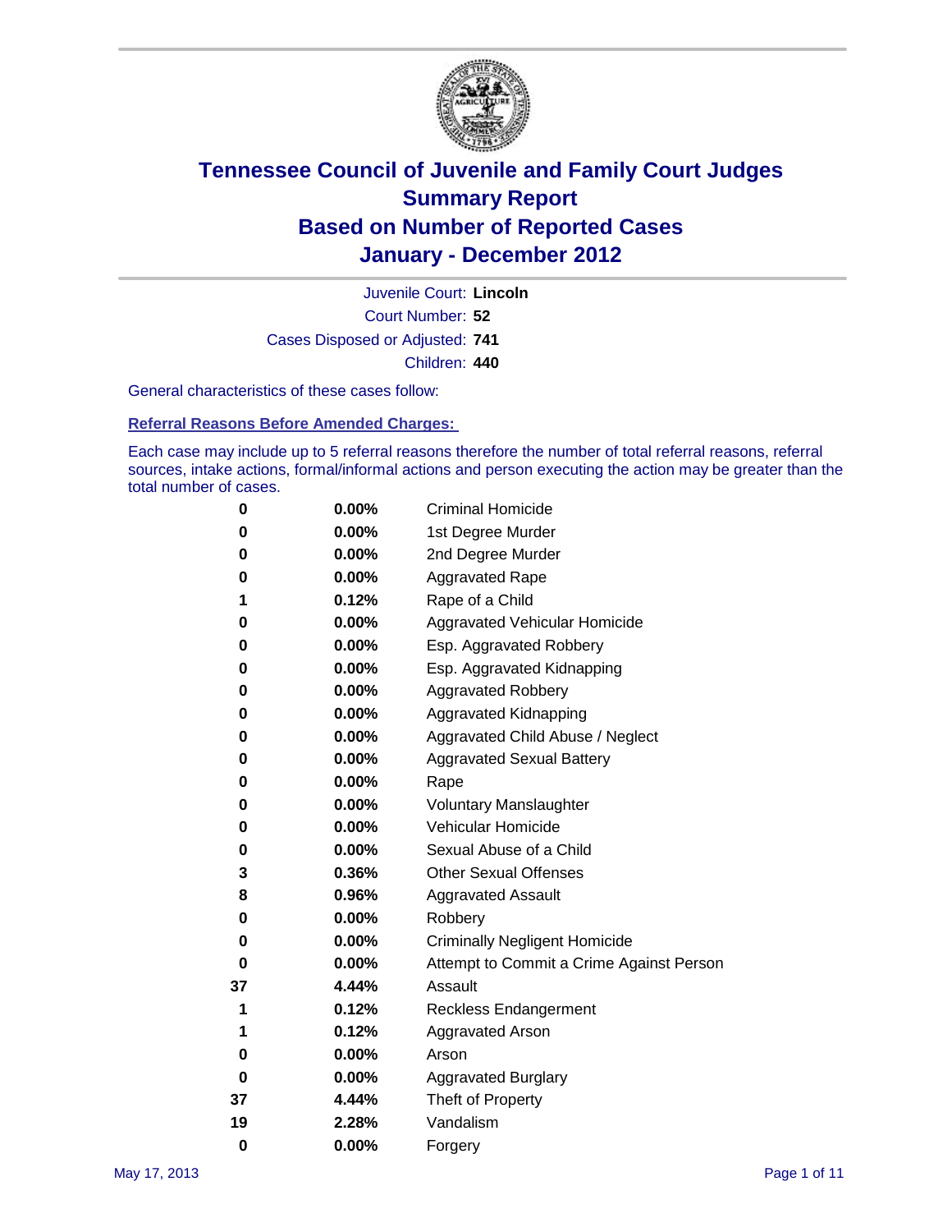# Tennessee Council of Juvenile and Family Court Judges
## Summary Report
## Based on Number of Reported Cases
## January - December 2012

Juvenile Court: **Lincoln**

Court Number: **52**

Cases Disposed or Adjusted: **741**

Children: **440**

General characteristics of these cases follow:

### Referral Reasons Before Amended Charges:

Each case may include up to 5 referral reasons therefore the number of total referral reasons, referral sources, intake actions, formal/informal actions and person executing the action may be greater than the total number of cases.

| Count | Percent | Referral Reason |
|---|---|---|
| 0 | 0.00% | Criminal Homicide |
| 0 | 0.00% | 1st Degree Murder |
| 0 | 0.00% | 2nd Degree Murder |
| 0 | 0.00% | Aggravated Rape |
| 1 | 0.12% | Rape of a Child |
| 0 | 0.00% | Aggravated Vehicular Homicide |
| 0 | 0.00% | Esp. Aggravated Robbery |
| 0 | 0.00% | Esp. Aggravated Kidnapping |
| 0 | 0.00% | Aggravated Robbery |
| 0 | 0.00% | Aggravated Kidnapping |
| 0 | 0.00% | Aggravated Child Abuse / Neglect |
| 0 | 0.00% | Aggravated Sexual Battery |
| 0 | 0.00% | Rape |
| 0 | 0.00% | Voluntary Manslaughter |
| 0 | 0.00% | Vehicular Homicide |
| 0 | 0.00% | Sexual Abuse of a Child |
| 3 | 0.36% | Other Sexual Offenses |
| 8 | 0.96% | Aggravated Assault |
| 0 | 0.00% | Robbery |
| 0 | 0.00% | Criminally Negligent Homicide |
| 0 | 0.00% | Attempt to Commit a Crime Against Person |
| 37 | 4.44% | Assault |
| 1 | 0.12% | Reckless Endangerment |
| 1 | 0.12% | Aggravated Arson |
| 0 | 0.00% | Arson |
| 0 | 0.00% | Aggravated Burglary |
| 37 | 4.44% | Theft of Property |
| 19 | 2.28% | Vandalism |
| 0 | 0.00% | Forgery |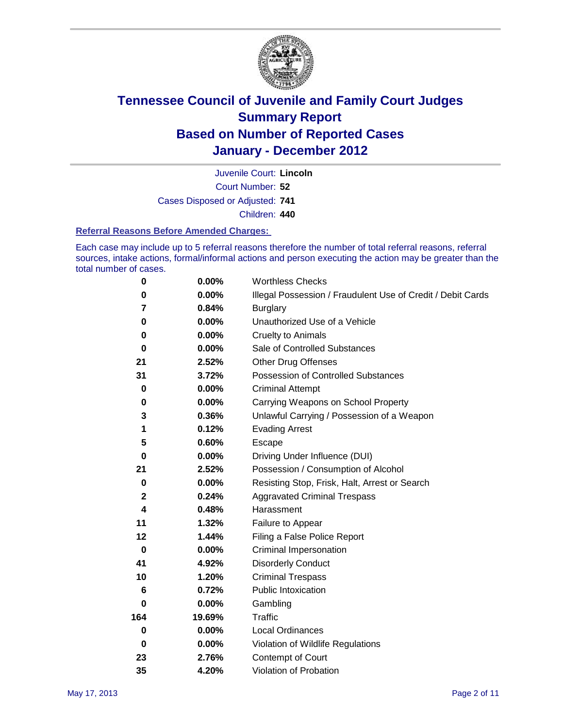# Tennessee Council of Juvenile and Family Court Judges
## Summary Report
## Based on Number of Reported Cases
## January - December 2012

Juvenile Court: **Lincoln**
Court Number: **52**
Cases Disposed or Adjusted: **741**
Children: **440**

### Referral Reasons Before Amended Charges:

Each case may include up to 5 referral reasons therefore the number of total referral reasons, referral sources, intake actions, formal/informal actions and person executing the action may be greater than the total number of cases.

| Count | Percent | Referral Reason |
|---|---|---|
| 0 | 0.00% | Worthless Checks |
| 0 | 0.00% | Illegal Possession / Fraudulent Use of Credit / Debit Cards |
| 7 | 0.84% | Burglary |
| 0 | 0.00% | Unauthorized Use of a Vehicle |
| 0 | 0.00% | Cruelty to Animals |
| 0 | 0.00% | Sale of Controlled Substances |
| 21 | 2.52% | Other Drug Offenses |
| 31 | 3.72% | Possession of Controlled Substances |
| 0 | 0.00% | Criminal Attempt |
| 0 | 0.00% | Carrying Weapons on School Property |
| 3 | 0.36% | Unlawful Carrying / Possession of a Weapon |
| 1 | 0.12% | Evading Arrest |
| 5 | 0.60% | Escape |
| 0 | 0.00% | Driving Under Influence (DUI) |
| 21 | 2.52% | Possession / Consumption of Alcohol |
| 0 | 0.00% | Resisting Stop, Frisk, Halt, Arrest or Search |
| 2 | 0.24% | Aggravated Criminal Trespass |
| 4 | 0.48% | Harassment |
| 11 | 1.32% | Failure to Appear |
| 12 | 1.44% | Filing a False Police Report |
| 0 | 0.00% | Criminal Impersonation |
| 41 | 4.92% | Disorderly Conduct |
| 10 | 1.20% | Criminal Trespass |
| 6 | 0.72% | Public Intoxication |
| 0 | 0.00% | Gambling |
| 164 | 19.69% | Traffic |
| 0 | 0.00% | Local Ordinances |
| 0 | 0.00% | Violation of Wildlife Regulations |
| 23 | 2.76% | Contempt of Court |
| 35 | 4.20% | Violation of Probation |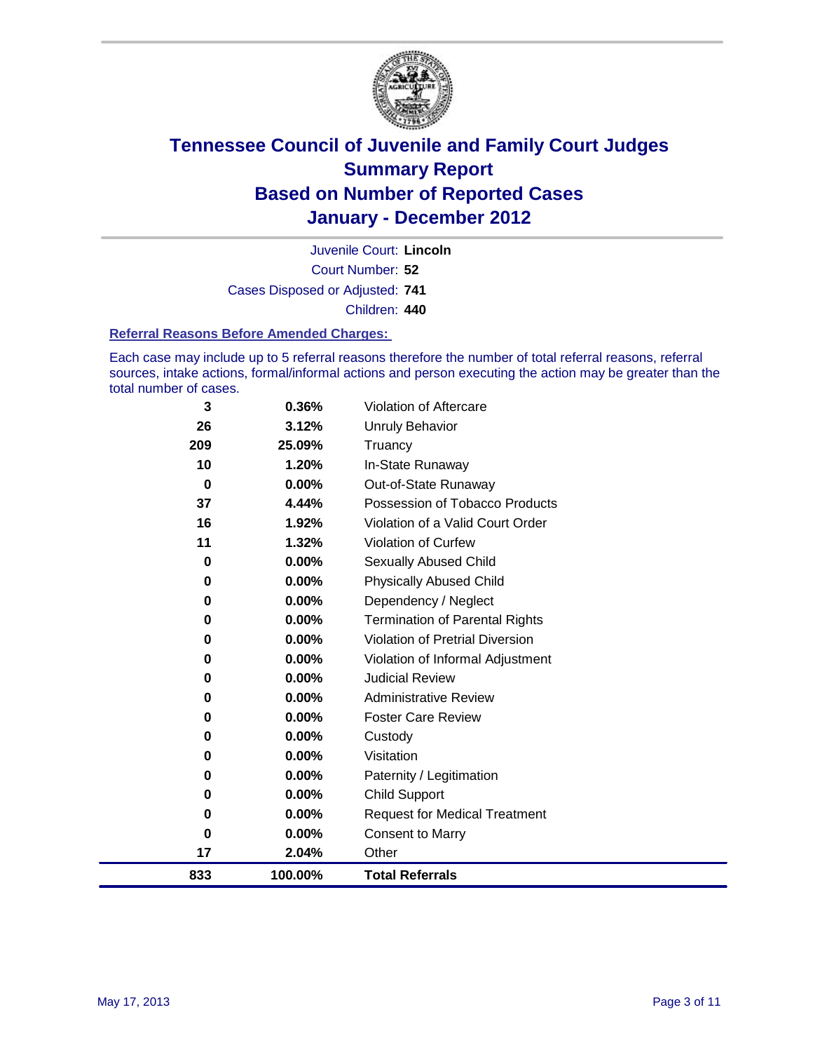# Tennessee Council of Juvenile and Family Court Judges
## Summary Report
## Based on Number of Reported Cases
## January - December 2012

Juvenile Court: **Lincoln**
Court Number: **52**
Cases Disposed or Adjusted: **741**
Children: **440**

### Referral Reasons Before Amended Charges:

Each case may include up to 5 referral reasons therefore the number of total referral reasons, referral sources, intake actions, formal/informal actions and person executing the action may be greater than the total number of cases.

| Count | Percent | Referral Reason |
|---|---|---|
| 3 | 0.36% | Violation of Aftercare |
| 26 | 3.12% | Unruly Behavior |
| 209 | 25.09% | Truancy |
| 10 | 1.20% | In-State Runaway |
| 0 | 0.00% | Out-of-State Runaway |
| 37 | 4.44% | Possession of Tobacco Products |
| 16 | 1.92% | Violation of a Valid Court Order |
| 11 | 1.32% | Violation of Curfew |
| 0 | 0.00% | Sexually Abused Child |
| 0 | 0.00% | Physically Abused Child |
| 0 | 0.00% | Dependency / Neglect |
| 0 | 0.00% | Termination of Parental Rights |
| 0 | 0.00% | Violation of Pretrial Diversion |
| 0 | 0.00% | Violation of Informal Adjustment |
| 0 | 0.00% | Judicial Review |
| 0 | 0.00% | Administrative Review |
| 0 | 0.00% | Foster Care Review |
| 0 | 0.00% | Custody |
| 0 | 0.00% | Visitation |
| 0 | 0.00% | Paternity / Legitimation |
| 0 | 0.00% | Child Support |
| 0 | 0.00% | Request for Medical Treatment |
| 0 | 0.00% | Consent to Marry |
| 17 | 2.04% | Other |
| **833** | **100.00%** | **Total Referrals** |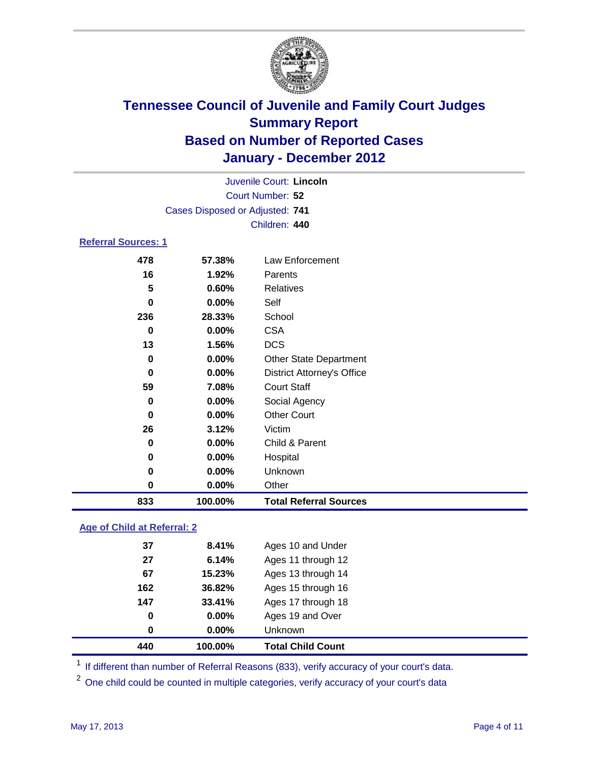# Tennessee Council of Juvenile and Family Court Judges
## Summary Report
## Based on Number of Reported Cases
## January - December 2012

Juvenile Court: **Lincoln**
Court Number: **52**
Cases Disposed or Adjusted: **741**
Children: **440**

### Referral Sources: 1

| Count | Percent | Source |
|---|---|---|
| 478 | 57.38% | Law Enforcement |
| 16 | 1.92% | Parents |
| 5 | 0.60% | Relatives |
| 0 | 0.00% | Self |
| 236 | 28.33% | School |
| 0 | 0.00% | CSA |
| 13 | 1.56% | DCS |
| 0 | 0.00% | Other State Department |
| 0 | 0.00% | District Attorney's Office |
| 59 | 7.08% | Court Staff |
| 0 | 0.00% | Social Agency |
| 0 | 0.00% | Other Court |
| 26 | 3.12% | Victim |
| 0 | 0.00% | Child & Parent |
| 0 | 0.00% | Hospital |
| 0 | 0.00% | Unknown |
| 0 | 0.00% | Other |
| **833** | **100.00%** | **Total Referral Sources** |

### Age of Child at Referral: 2

| Count | Percent | Age |
|---|---|---|
| 37 | 8.41% | Ages 10 and Under |
| 27 | 6.14% | Ages 11 through 12 |
| 67 | 15.23% | Ages 13 through 14 |
| 162 | 36.82% | Ages 15 through 16 |
| 147 | 33.41% | Ages 17 through 18 |
| 0 | 0.00% | Ages 19 and Over |
| 0 | 0.00% | Unknown |
| **440** | **100.00%** | **Total Child Count** |

[1] If different than number of Referral Reasons (833), verify accuracy of your court's data.

[2] One child could be counted in multiple categories, verify accuracy of your court's data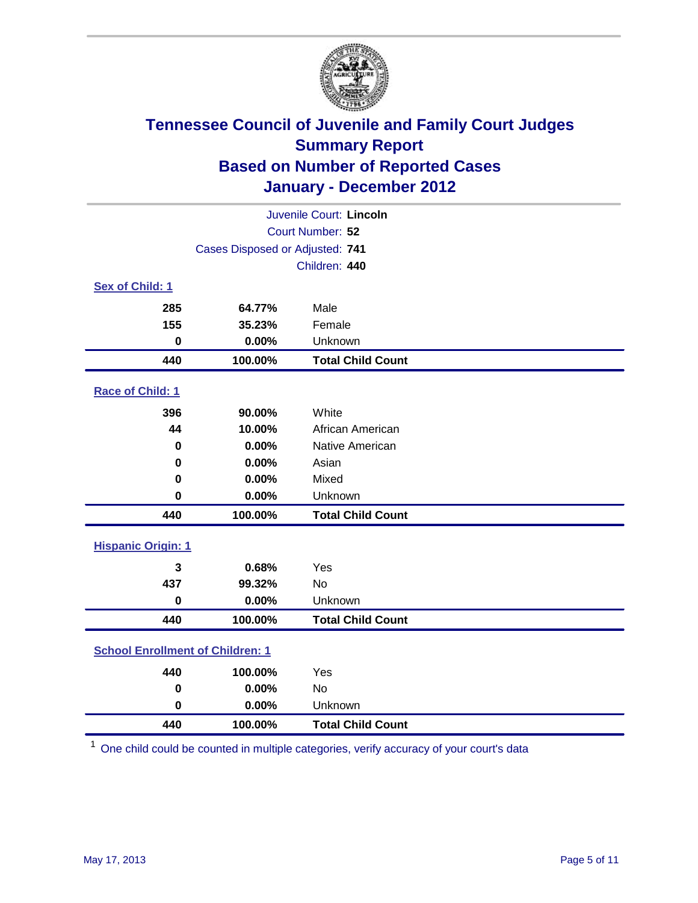# Tennessee Council of Juvenile and Family Court Judges
## Summary Report
## Based on Number of Reported Cases
## January - December 2012

Juvenile Court: **Lincoln**
Court Number: **52**
Cases Disposed or Adjusted: **741**
Children: **440**

### Sex of Child: 1

| Count | Percent | Category |
|---|---|---|
| 285 | 64.77% | Male |
| 155 | 35.23% | Female |
| 0 | 0.00% | Unknown |
| **440** | **100.00%** | **Total Child Count** |

### Race of Child: 1

| Count | Percent | Category |
|---|---|---|
| 396 | 90.00% | White |
| 44 | 10.00% | African American |
| 0 | 0.00% | Native American |
| 0 | 0.00% | Asian |
| 0 | 0.00% | Mixed |
| 0 | 0.00% | Unknown |
| **440** | **100.00%** | **Total Child Count** |

### Hispanic Origin: 1

| Count | Percent | Category |
|---|---|---|
| 3 | 0.68% | Yes |
| 437 | 99.32% | No |
| 0 | 0.00% | Unknown |
| **440** | **100.00%** | **Total Child Count** |

### School Enrollment of Children: 1

| Count | Percent | Category |
|---|---|---|
| 440 | 100.00% | Yes |
| 0 | 0.00% | No |
| 0 | 0.00% | Unknown |
| **440** | **100.00%** | **Total Child Count** |

[1] One child could be counted in multiple categories, verify accuracy of your court's data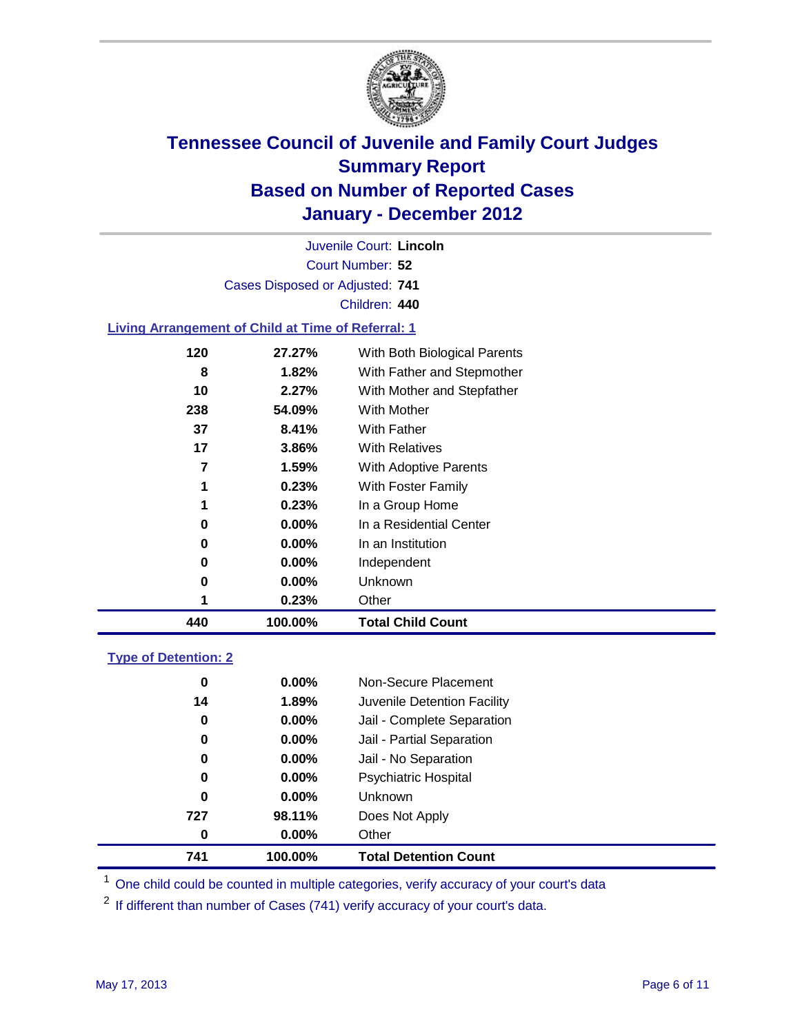# Tennessee Council of Juvenile and Family Court Judges
# Summary Report
# Based on Number of Reported Cases
# January - December 2012

Juvenile Court: **Lincoln**

Court Number: **52**

Cases Disposed or Adjusted: **741**

Children: **440**

### Living Arrangement of Child at Time of Referral: 1

| | | |
|---|---|---|
| 120 | 27.27% | With Both Biological Parents |
| 8 | 1.82% | With Father and Stepmother |
| 10 | 2.27% | With Mother and Stepfather |
| 238 | 54.09% | With Mother |
| 37 | 8.41% | With Father |
| 17 | 3.86% | With Relatives |
| 7 | 1.59% | With Adoptive Parents |
| 1 | 0.23% | With Foster Family |
| 1 | 0.23% | In a Group Home |
| 0 | 0.00% | In a Residential Center |
| 0 | 0.00% | In an Institution |
| 0 | 0.00% | Independent |
| 0 | 0.00% | Unknown |
| 1 | 0.23% | Other |
| **440** | **100.00%** | **Total Child Count** |

### Type of Detention: 2

| | | |
|---|---|---|
| 0 | 0.00% | Non-Secure Placement |
| 14 | 1.89% | Juvenile Detention Facility |
| 0 | 0.00% | Jail - Complete Separation |
| 0 | 0.00% | Jail - Partial Separation |
| 0 | 0.00% | Jail - No Separation |
| 0 | 0.00% | Psychiatric Hospital |
| 0 | 0.00% | Unknown |
| 727 | 98.11% | Does Not Apply |
| 0 | 0.00% | Other |
| **741** | **100.00%** | **Total Detention Count** |

[1] One child could be counted in multiple categories, verify accuracy of your court's data

[2] If different than number of Cases (741) verify accuracy of your court's data.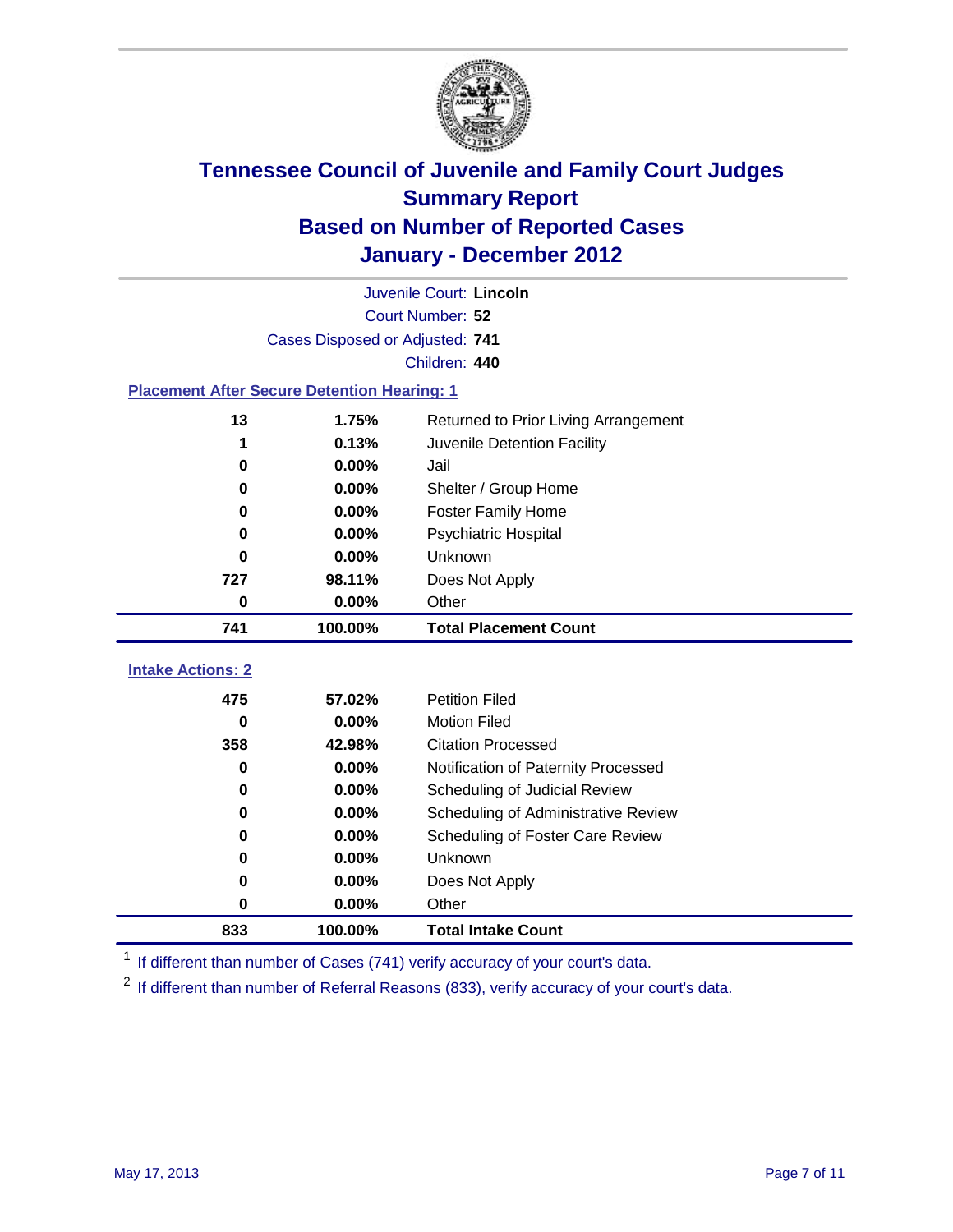# Tennessee Council of Juvenile and Family Court Judges
## Summary Report
## Based on Number of Reported Cases
## January - December 2012

Juvenile Court: **Lincoln**

Court Number: **52**

Cases Disposed or Adjusted: **741**

Children: **440**

### Placement After Secure Detention Hearing: 1

| Count | Percent | Placement |
|---|---|---|
| 13 | 1.75% | Returned to Prior Living Arrangement |
| 1 | 0.13% | Juvenile Detention Facility |
| 0 | 0.00% | Jail |
| 0 | 0.00% | Shelter / Group Home |
| 0 | 0.00% | Foster Family Home |
| 0 | 0.00% | Psychiatric Hospital |
| 0 | 0.00% | Unknown |
| 727 | 98.11% | Does Not Apply |
| 0 | 0.00% | Other |
| **741** | **100.00%** | **Total Placement Count** |

### Intake Actions: 2

| Count | Percent | Action |
|---|---|---|
| 475 | 57.02% | Petition Filed |
| 0 | 0.00% | Motion Filed |
| 358 | 42.98% | Citation Processed |
| 0 | 0.00% | Notification of Paternity Processed |
| 0 | 0.00% | Scheduling of Judicial Review |
| 0 | 0.00% | Scheduling of Administrative Review |
| 0 | 0.00% | Scheduling of Foster Care Review |
| 0 | 0.00% | Unknown |
| 0 | 0.00% | Does Not Apply |
| 0 | 0.00% | Other |
| **833** | **100.00%** | **Total Intake Count** |

[1] If different than number of Cases (741) verify accuracy of your court's data.

[2] If different than number of Referral Reasons (833), verify accuracy of your court's data.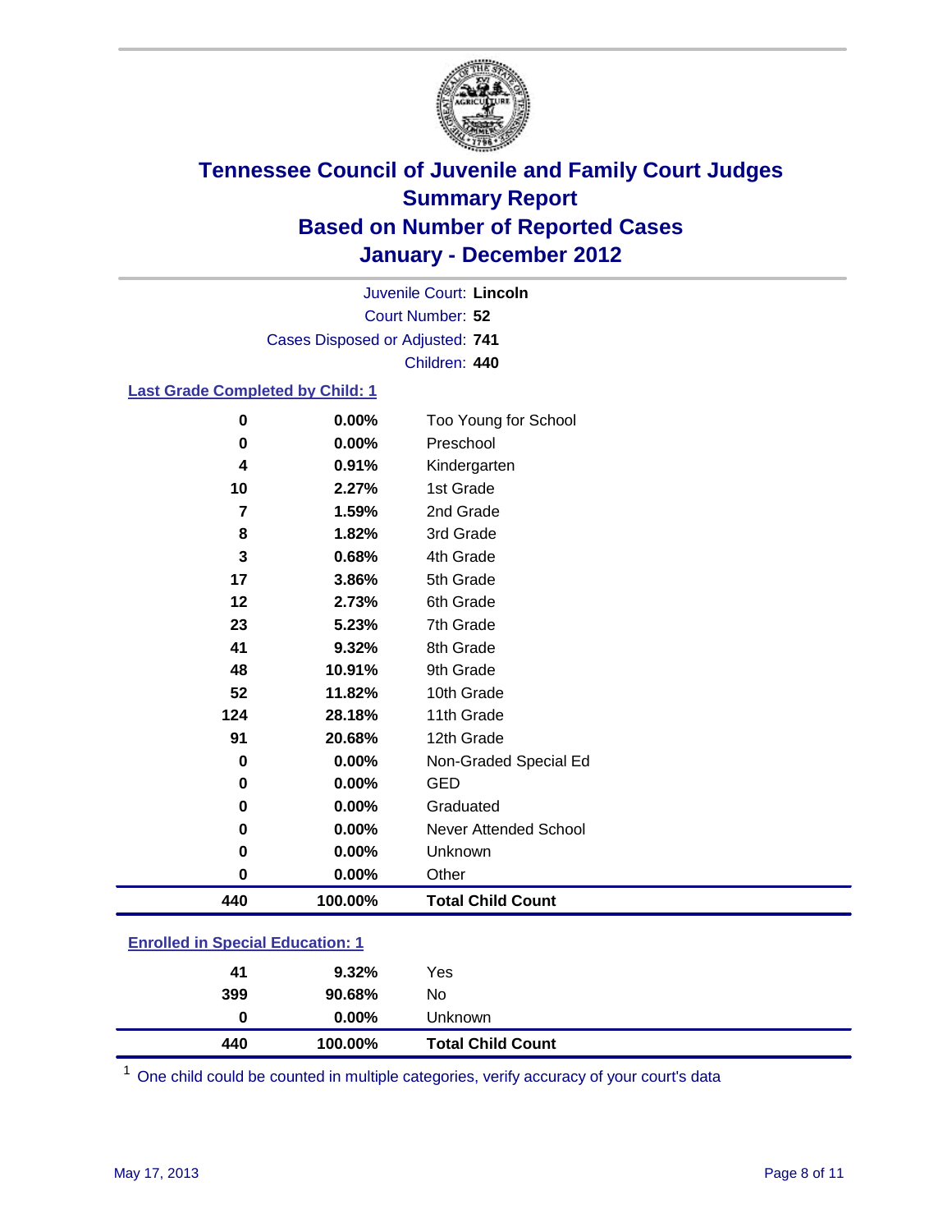# Tennessee Council of Juvenile and Family Court Judges
## Summary Report
## Based on Number of Reported Cases
## January - December 2012

Juvenile Court: **Lincoln**
Court Number: **52**
Cases Disposed or Adjusted: **741**
Children: **440**

### Last Grade Completed by Child: 1

| Count | Percent | Category |
|---|---|---|
| 0 | 0.00% | Too Young for School |
| 0 | 0.00% | Preschool |
| 4 | 0.91% | Kindergarten |
| 10 | 2.27% | 1st Grade |
| 7 | 1.59% | 2nd Grade |
| 8 | 1.82% | 3rd Grade |
| 3 | 0.68% | 4th Grade |
| 17 | 3.86% | 5th Grade |
| 12 | 2.73% | 6th Grade |
| 23 | 5.23% | 7th Grade |
| 41 | 9.32% | 8th Grade |
| 48 | 10.91% | 9th Grade |
| 52 | 11.82% | 10th Grade |
| 124 | 28.18% | 11th Grade |
| 91 | 20.68% | 12th Grade |
| 0 | 0.00% | Non-Graded Special Ed |
| 0 | 0.00% | GED |
| 0 | 0.00% | Graduated |
| 0 | 0.00% | Never Attended School |
| 0 | 0.00% | Unknown |
| 0 | 0.00% | Other |
| **440** | **100.00%** | **Total Child Count** |

### Enrolled in Special Education: 1

| Count | Percent | Category |
|---|---|---|
| 41 | 9.32% | Yes |
| 399 | 90.68% | No |
| 0 | 0.00% | Unknown |
| **440** | **100.00%** | **Total Child Count** |

[1] One child could be counted in multiple categories, verify accuracy of your court's data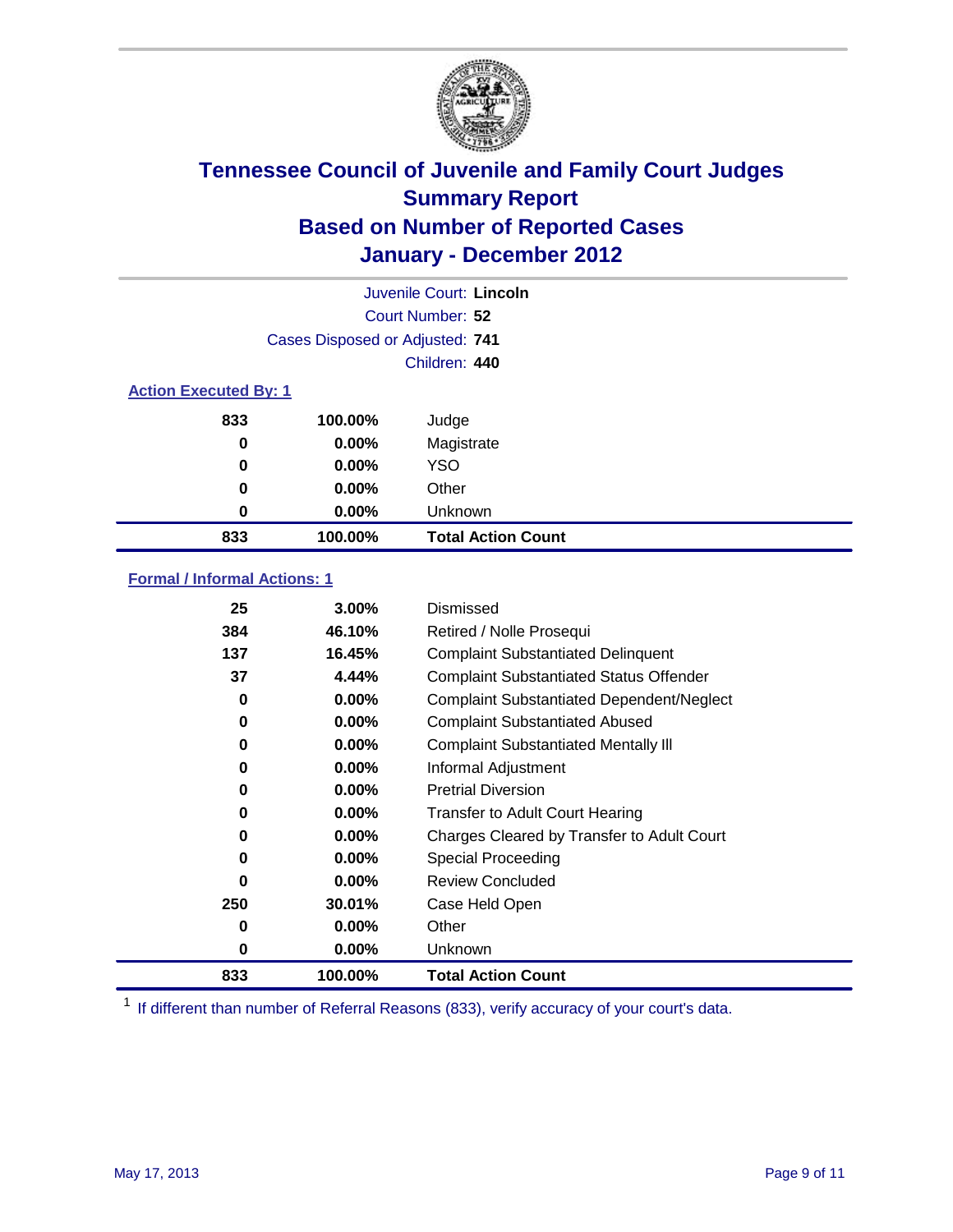# Tennessee Council of Juvenile and Family Court Judges
## Summary Report
## Based on Number of Reported Cases
## January - December 2012

Juvenile Court: **Lincoln**
Court Number: **52**
Cases Disposed or Adjusted: **741**
Children: **440**

### Action Executed By: 1

| Count | Percent | Action |
|---|---|---|
| 833 | 100.00% | Judge |
| 0 | 0.00% | Magistrate |
| 0 | 0.00% | YSO |
| 0 | 0.00% | Other |
| 0 | 0.00% | Unknown |
| **833** | **100.00%** | **Total Action Count** |

### Formal / Informal Actions: 1

| Count | Percent | Action |
|---|---|---|
| 25 | 3.00% | Dismissed |
| 384 | 46.10% | Retired / Nolle Prosequi |
| 137 | 16.45% | Complaint Substantiated Delinquent |
| 37 | 4.44% | Complaint Substantiated Status Offender |
| 0 | 0.00% | Complaint Substantiated Dependent/Neglect |
| 0 | 0.00% | Complaint Substantiated Abused |
| 0 | 0.00% | Complaint Substantiated Mentally Ill |
| 0 | 0.00% | Informal Adjustment |
| 0 | 0.00% | Pretrial Diversion |
| 0 | 0.00% | Transfer to Adult Court Hearing |
| 0 | 0.00% | Charges Cleared by Transfer to Adult Court |
| 0 | 0.00% | Special Proceeding |
| 0 | 0.00% | Review Concluded |
| 250 | 30.01% | Case Held Open |
| 0 | 0.00% | Other |
| 0 | 0.00% | Unknown |
| **833** | **100.00%** | **Total Action Count** |

[1] If different than number of Referral Reasons (833), verify accuracy of your court's data.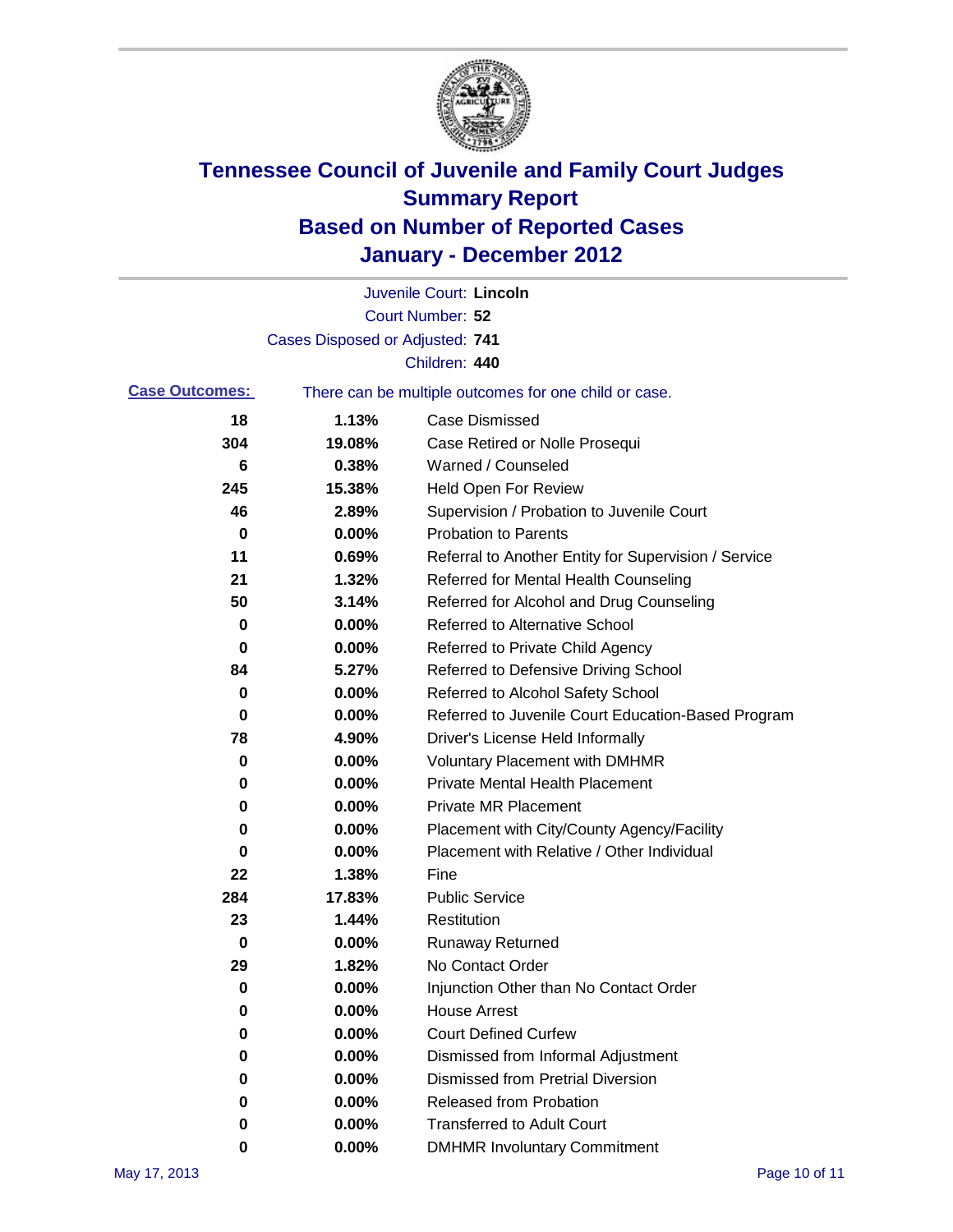# Tennessee Council of Juvenile and Family Court Judges
## Summary Report
## Based on Number of Reported Cases
## January - December 2012

Juvenile Court: **Lincoln**
Court Number: **52**
Cases Disposed or Adjusted: **741**
Children: **440**

**Case Outcomes:** There can be multiple outcomes for one child or case.

| Count | Percent | Outcome |
|---|---|---|
| 18 | 1.13% | Case Dismissed |
| 304 | 19.08% | Case Retired or Nolle Prosequi |
| 6 | 0.38% | Warned / Counseled |
| 245 | 15.38% | Held Open For Review |
| 46 | 2.89% | Supervision / Probation to Juvenile Court |
| 0 | 0.00% | Probation to Parents |
| 11 | 0.69% | Referral to Another Entity for Supervision / Service |
| 21 | 1.32% | Referred for Mental Health Counseling |
| 50 | 3.14% | Referred for Alcohol and Drug Counseling |
| 0 | 0.00% | Referred to Alternative School |
| 0 | 0.00% | Referred to Private Child Agency |
| 84 | 5.27% | Referred to Defensive Driving School |
| 0 | 0.00% | Referred to Alcohol Safety School |
| 0 | 0.00% | Referred to Juvenile Court Education-Based Program |
| 78 | 4.90% | Driver's License Held Informally |
| 0 | 0.00% | Voluntary Placement with DMHMR |
| 0 | 0.00% | Private Mental Health Placement |
| 0 | 0.00% | Private MR Placement |
| 0 | 0.00% | Placement with City/County Agency/Facility |
| 0 | 0.00% | Placement with Relative / Other Individual |
| 22 | 1.38% | Fine |
| 284 | 17.83% | Public Service |
| 23 | 1.44% | Restitution |
| 0 | 0.00% | Runaway Returned |
| 29 | 1.82% | No Contact Order |
| 0 | 0.00% | Injunction Other than No Contact Order |
| 0 | 0.00% | House Arrest |
| 0 | 0.00% | Court Defined Curfew |
| 0 | 0.00% | Dismissed from Informal Adjustment |
| 0 | 0.00% | Dismissed from Pretrial Diversion |
| 0 | 0.00% | Released from Probation |
| 0 | 0.00% | Transferred to Adult Court |
| 0 | 0.00% | DMHMR Involuntary Commitment |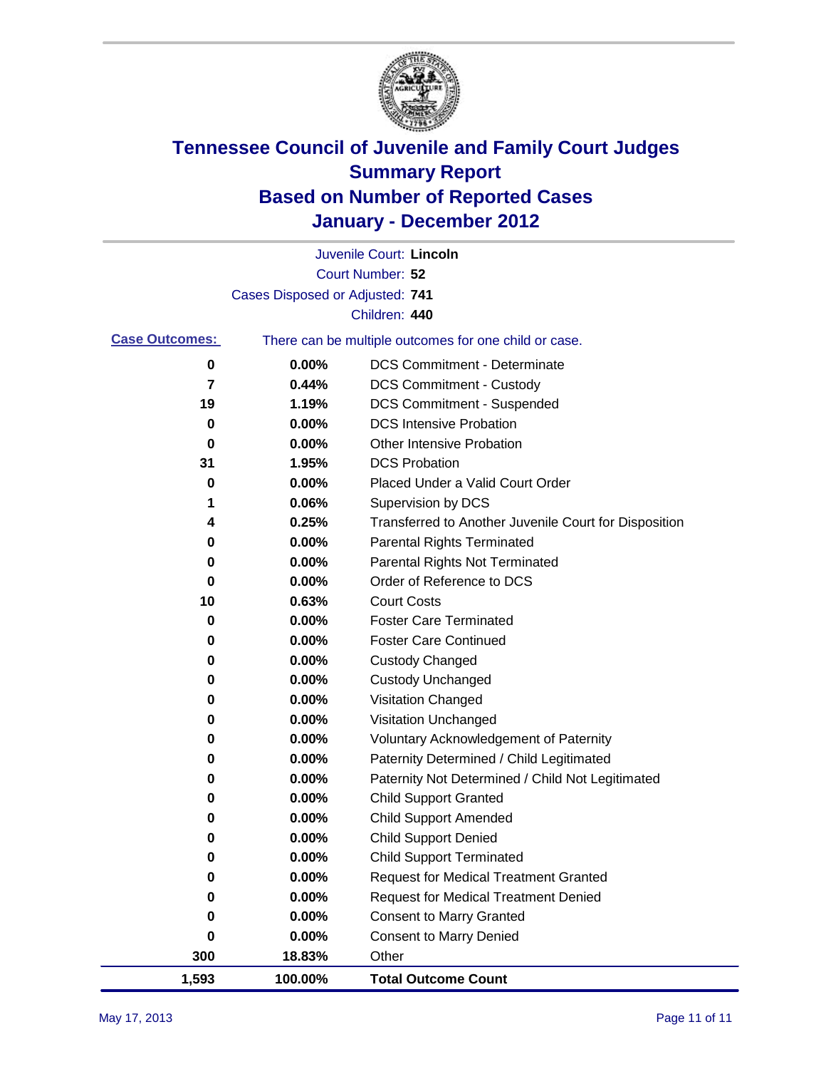# Tennessee Council of Juvenile and Family Court Judges
# Summary Report
# Based on Number of Reported Cases
# January - December 2012

Juvenile Court: **Lincoln**

Court Number: **52**

Cases Disposed or Adjusted: **741**

Children: **440**

**Case Outcomes:** There can be multiple outcomes for one child or case.

| | | |
|---|---|---|
| 0 | 0.00% | DCS Commitment - Determinate |
| 7 | 0.44% | DCS Commitment - Custody |
| 19 | 1.19% | DCS Commitment - Suspended |
| 0 | 0.00% | DCS Intensive Probation |
| 0 | 0.00% | Other Intensive Probation |
| 31 | 1.95% | DCS Probation |
| 0 | 0.00% | Placed Under a Valid Court Order |
| 1 | 0.06% | Supervision by DCS |
| 4 | 0.25% | Transferred to Another Juvenile Court for Disposition |
| 0 | 0.00% | Parental Rights Terminated |
| 0 | 0.00% | Parental Rights Not Terminated |
| 0 | 0.00% | Order of Reference to DCS |
| 10 | 0.63% | Court Costs |
| 0 | 0.00% | Foster Care Terminated |
| 0 | 0.00% | Foster Care Continued |
| 0 | 0.00% | Custody Changed |
| 0 | 0.00% | Custody Unchanged |
| 0 | 0.00% | Visitation Changed |
| 0 | 0.00% | Visitation Unchanged |
| 0 | 0.00% | Voluntary Acknowledgement of Paternity |
| 0 | 0.00% | Paternity Determined / Child Legitimated |
| 0 | 0.00% | Paternity Not Determined / Child Not Legitimated |
| 0 | 0.00% | Child Support Granted |
| 0 | 0.00% | Child Support Amended |
| 0 | 0.00% | Child Support Denied |
| 0 | 0.00% | Child Support Terminated |
| 0 | 0.00% | Request for Medical Treatment Granted |
| 0 | 0.00% | Request for Medical Treatment Denied |
| 0 | 0.00% | Consent to Marry Granted |
| 0 | 0.00% | Consent to Marry Denied |
| 300 | 18.83% | Other |
| **1,593** | **100.00%** | **Total Outcome Count** |

May 17, 2013